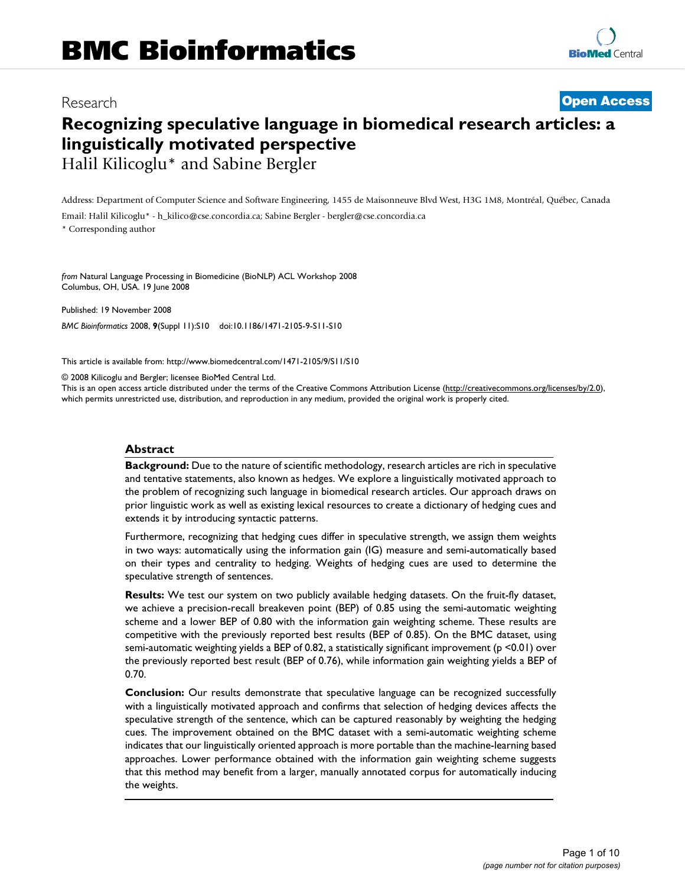# Recognizing speculative language in biomedical research articles: a linguistically motivated perspective

Halil Kilicoglu* and Sabine Bergler

Address: Department of Computer Science and Software Engineering, 1455 de Maisonneuve Blvd West, H3G 1M8, Montréal, Québec, Canada

Email: Halil Kilicoglu* - h_kilico@cse.concordia.ca; Sabine Bergler - bergler@cse.concordia.ca

* Corresponding author

*from* Natural Language Processing in Biomedicine (BioNLP) ACL Workshop 2008
Columbus, OH, USA. 19 June 2008

Published: 19 November 2008

*BMC Bioinformatics* 2008, **9**(Suppl 11):S10 doi:10.1186/1471-2105-9-S11-S10

This article is available from: http://www.biomedcentral.com/1471-2105/9/S11/S10

© 2008 Kilicoglu and Bergler; licensee BioMed Central Ltd.
This is an open access article distributed under the terms of the Creative Commons Attribution License (http://creativecommons.org/licenses/by/2.0), which permits unrestricted use, distribution, and reproduction in any medium, provided the original work is properly cited.

## Abstract

**Background:** Due to the nature of scientific methodology, research articles are rich in speculative and tentative statements, also known as hedges. We explore a linguistically motivated approach to the problem of recognizing such language in biomedical research articles. Our approach draws on prior linguistic work as well as existing lexical resources to create a dictionary of hedging cues and extends it by introducing syntactic patterns.

Furthermore, recognizing that hedging cues differ in speculative strength, we assign them weights in two ways: automatically using the information gain (IG) measure and semi-automatically based on their types and centrality to hedging. Weights of hedging cues are used to determine the speculative strength of sentences.

**Results:** We test our system on two publicly available hedging datasets. On the fruit-fly dataset, we achieve a precision-recall breakeven point (BEP) of 0.85 using the semi-automatic weighting scheme and a lower BEP of 0.80 with the information gain weighting scheme. These results are competitive with the previously reported best results (BEP of 0.85). On the BMC dataset, using semi-automatic weighting yields a BEP of 0.82, a statistically significant improvement ($p < 0.01$) over the previously reported best result (BEP of 0.76), while information gain weighting yields a BEP of 0.70.

**Conclusion:** Our results demonstrate that speculative language can be recognized successfully with a linguistically motivated approach and confirms that selection of hedging devices affects the speculative strength of the sentence, which can be captured reasonably by weighting the hedging cues. The improvement obtained on the BMC dataset with a semi-automatic weighting scheme indicates that our linguistically oriented approach is more portable than the machine-learning based approaches. Lower performance obtained with the information gain weighting scheme suggests that this method may benefit from a larger, manually annotated corpus for automatically inducing the weights.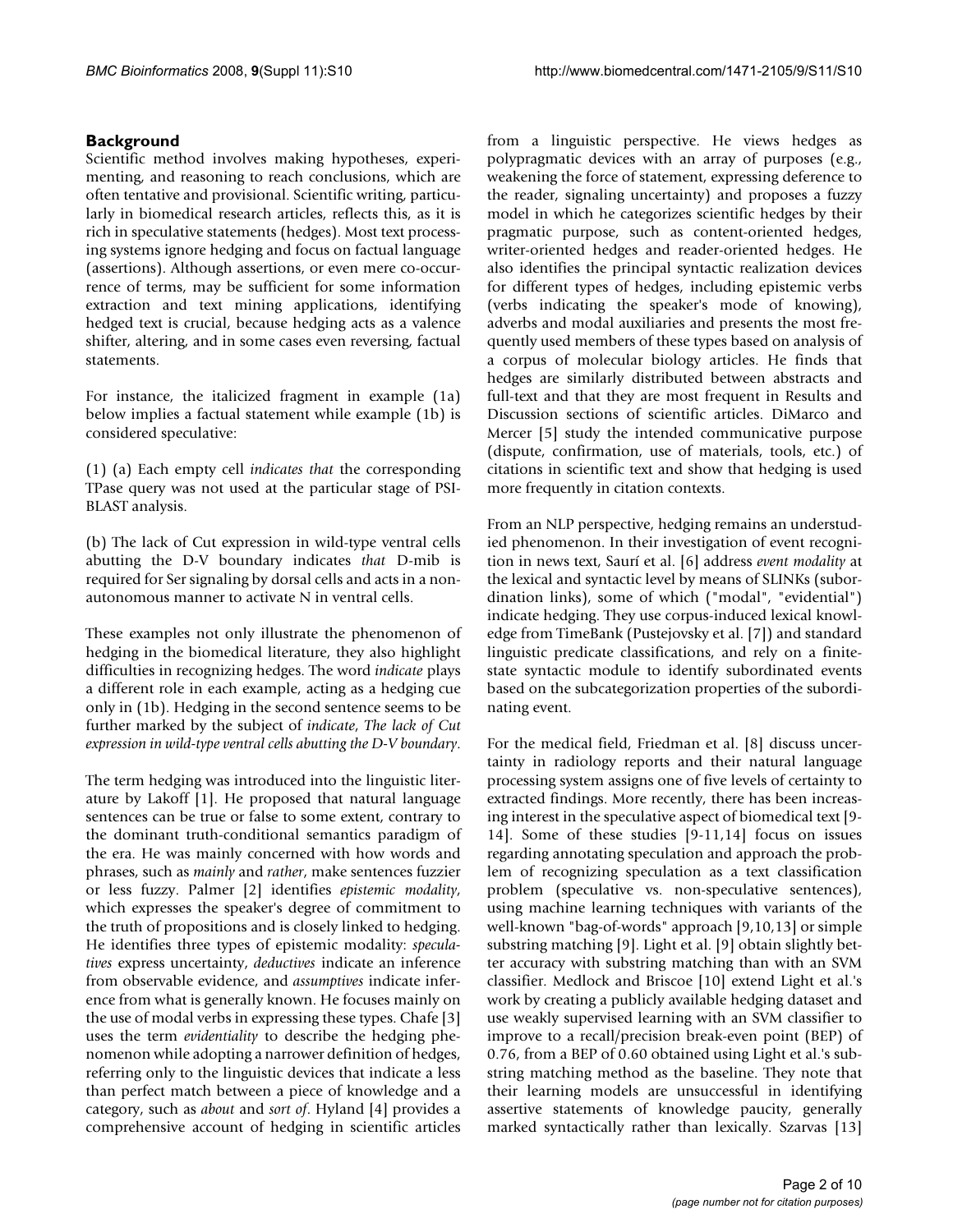## Background

Scientific method involves making hypotheses, experimenting, and reasoning to reach conclusions, which are often tentative and provisional. Scientific writing, particularly in biomedical research articles, reflects this, as it is rich in speculative statements (hedges). Most text processing systems ignore hedging and focus on factual language (assertions). Although assertions, or even mere co-occurrence of terms, may be sufficient for some information extraction and text mining applications, identifying hedged text is crucial, because hedging acts as a valence shifter, altering, and in some cases even reversing, factual statements.

For instance, the italicized fragment in example (1a) below implies a factual statement while example (1b) is considered speculative:

(1) (a) Each empty cell *indicates that* the corresponding TPase query was not used at the particular stage of PSI-BLAST analysis.

(b) The lack of Cut expression in wild-type ventral cells abutting the D-V boundary indicates *that* D-mib is required for Ser signaling by dorsal cells and acts in a non-autonomous manner to activate N in ventral cells.

These examples not only illustrate the phenomenon of hedging in the biomedical literature, they also highlight difficulties in recognizing hedges. The word *indicate* plays a different role in each example, acting as a hedging cue only in (1b). Hedging in the second sentence seems to be further marked by the subject of *indicate*, *The lack of Cut expression in wild-type ventral cells abutting the D-V boundary*.

The term hedging was introduced into the linguistic literature by Lakoff [1]. He proposed that natural language sentences can be true or false to some extent, contrary to the dominant truth-conditional semantics paradigm of the era. He was mainly concerned with how words and phrases, such as *mainly* and *rather*, make sentences fuzzier or less fuzzy. Palmer [2] identifies *epistemic modality*, which expresses the speaker's degree of commitment to the truth of propositions and is closely linked to hedging. He identifies three types of epistemic modality: *speculatives* express uncertainty, *deductives* indicate an inference from observable evidence, and *assumptives* indicate inference from what is generally known. He focuses mainly on the use of modal verbs in expressing these types. Chafe [3] uses the term *evidentiality* to describe the hedging phenomenon while adopting a narrower definition of hedges, referring only to the linguistic devices that indicate a less than perfect match between a piece of knowledge and a category, such as *about* and *sort of*. Hyland [4] provides a comprehensive account of hedging in scientific articles from a linguistic perspective. He views hedges as polypragmatic devices with an array of purposes (e.g., weakening the force of statement, expressing deference to the reader, signaling uncertainty) and proposes a fuzzy model in which he categorizes scientific hedges by their pragmatic purpose, such as content-oriented hedges, writer-oriented hedges and reader-oriented hedges. He also identifies the principal syntactic realization devices for different types of hedges, including epistemic verbs (verbs indicating the speaker's mode of knowing), adverbs and modal auxiliaries and presents the most frequently used members of these types based on analysis of a corpus of molecular biology articles. He finds that hedges are similarly distributed between abstracts and full-text and that they are most frequent in Results and Discussion sections of scientific articles. DiMarco and Mercer [5] study the intended communicative purpose (dispute, confirmation, use of materials, tools, etc.) of citations in scientific text and show that hedging is used more frequently in citation contexts.

From an NLP perspective, hedging remains an understudied phenomenon. In their investigation of event recognition in news text, Saurí et al. [6] address *event modality* at the lexical and syntactic level by means of SLINKs (subordination links), some of which ("modal", "evidential") indicate hedging. They use corpus-induced lexical knowledge from TimeBank (Pustejovsky et al. [7]) and standard linguistic predicate classifications, and rely on a finite-state syntactic module to identify subordinated events based on the subcategorization properties of the subordinating event.

For the medical field, Friedman et al. [8] discuss uncertainty in radiology reports and their natural language processing system assigns one of five levels of certainty to extracted findings. More recently, there has been increasing interest in the speculative aspect of biomedical text [9-14]. Some of these studies [9-11,14] focus on issues regarding annotating speculation and approach the problem of recognizing speculation as a text classification problem (speculative vs. non-speculative sentences), using machine learning techniques with variants of the well-known "bag-of-words" approach [9,10,13] or simple substring matching [9]. Light et al. [9] obtain slightly better accuracy with substring matching than with an SVM classifier. Medlock and Briscoe [10] extend Light et al.'s work by creating a publicly available hedging dataset and use weakly supervised learning with an SVM classifier to improve to a recall/precision break-even point (BEP) of 0.76, from a BEP of 0.60 obtained using Light et al.'s substring matching method as the baseline. They note that their learning models are unsuccessful in identifying assertive statements of knowledge paucity, generally marked syntactically rather than lexically. Szarvas [13]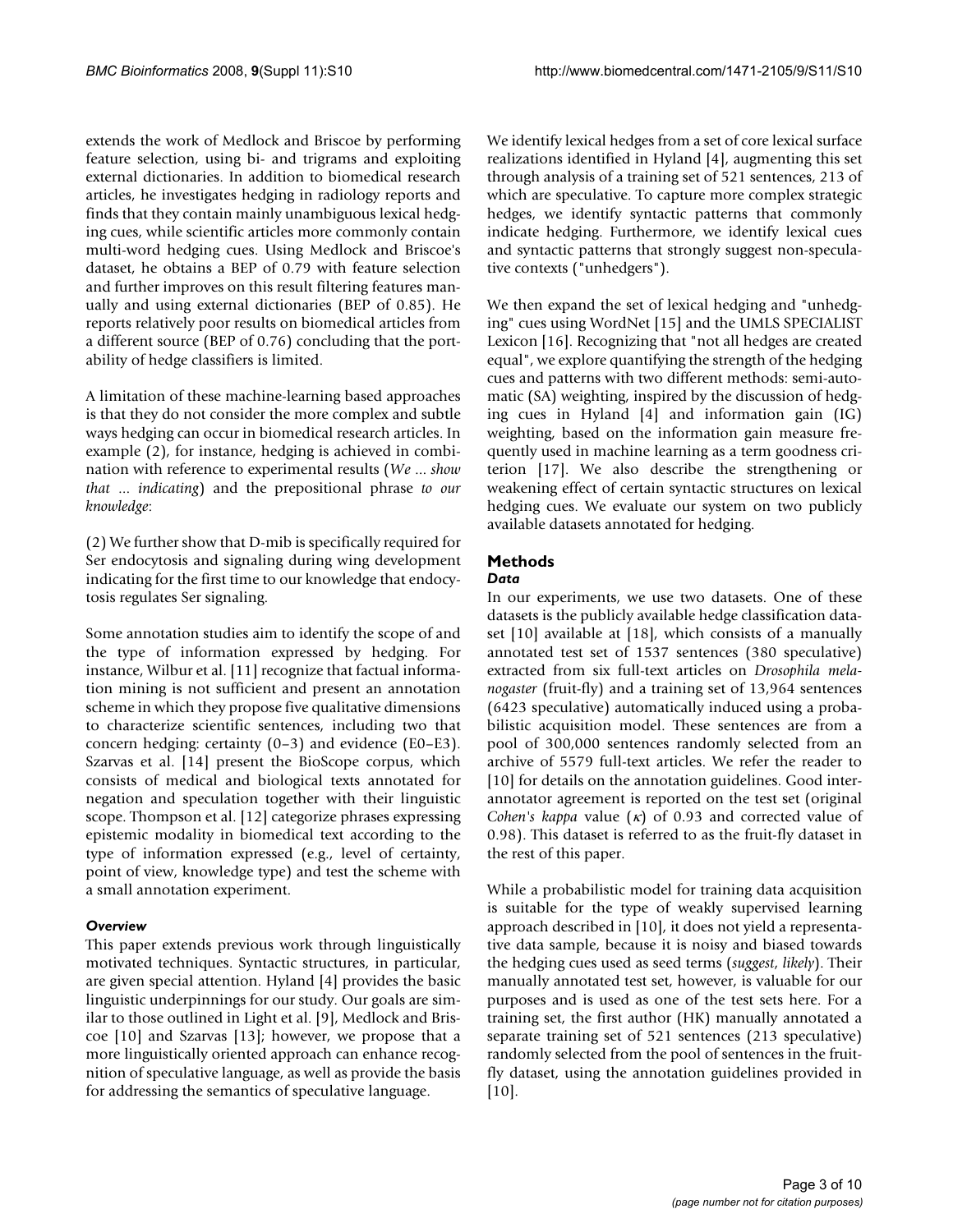extends the work of Medlock and Briscoe by performing feature selection, using bi- and trigrams and exploiting external dictionaries. In addition to biomedical research articles, he investigates hedging in radiology reports and finds that they contain mainly unambiguous lexical hedging cues, while scientific articles more commonly contain multi-word hedging cues. Using Medlock and Briscoe's dataset, he obtains a BEP of 0.79 with feature selection and further improves on this result filtering features manually and using external dictionaries (BEP of 0.85). He reports relatively poor results on biomedical articles from a different source (BEP of 0.76) concluding that the portability of hedge classifiers is limited.

A limitation of these machine-learning based approaches is that they do not consider the more complex and subtle ways hedging can occur in biomedical research articles. In example (2), for instance, hedging is achieved in combination with reference to experimental results (*We ... show that ... indicating*) and the prepositional phrase *to our knowledge*:

(2) We further show that D-mib is specifically required for Ser endocytosis and signaling during wing development indicating for the first time to our knowledge that endocytosis regulates Ser signaling.

Some annotation studies aim to identify the scope of and the type of information expressed by hedging. For instance, Wilbur et al. [11] recognize that factual information mining is not sufficient and present an annotation scheme in which they propose five qualitative dimensions to characterize scientific sentences, including two that concern hedging: certainty (0–3) and evidence (E0–E3). Szarvas et al. [14] present the BioScope corpus, which consists of medical and biological texts annotated for negation and speculation together with their linguistic scope. Thompson et al. [12] categorize phrases expressing epistemic modality in biomedical text according to the type of information expressed (e.g., level of certainty, point of view, knowledge type) and test the scheme with a small annotation experiment.

### *Overview*

This paper extends previous work through linguistically motivated techniques. Syntactic structures, in particular, are given special attention. Hyland [4] provides the basic linguistic underpinnings for our study. Our goals are similar to those outlined in Light et al. [9], Medlock and Briscoe [10] and Szarvas [13]; however, we propose that a more linguistically oriented approach can enhance recognition of speculative language, as well as provide the basis for addressing the semantics of speculative language.

We identify lexical hedges from a set of core lexical surface realizations identified in Hyland [4], augmenting this set through analysis of a training set of 521 sentences, 213 of which are speculative. To capture more complex strategic hedges, we identify syntactic patterns that commonly indicate hedging. Furthermore, we identify lexical cues and syntactic patterns that strongly suggest non-speculative contexts ("unhedgers").

We then expand the set of lexical hedging and "unhedging" cues using WordNet [15] and the UMLS SPECIALIST Lexicon [16]. Recognizing that "not all hedges are created equal", we explore quantifying the strength of the hedging cues and patterns with two different methods: semi-automatic (SA) weighting, inspired by the discussion of hedging cues in Hyland [4] and information gain (IG) weighting, based on the information gain measure frequently used in machine learning as a term goodness criterion [17]. We also describe the strengthening or weakening effect of certain syntactic structures on lexical hedging cues. We evaluate our system on two publicly available datasets annotated for hedging.

## Methods

### *Data*

In our experiments, we use two datasets. One of these datasets is the publicly available hedge classification dataset [10] available at [18], which consists of a manually annotated test set of 1537 sentences (380 speculative) extracted from six full-text articles on *Drosophila melanogaster* (fruit-fly) and a training set of 13,964 sentences (6423 speculative) automatically induced using a probabilistic acquisition model. These sentences are from a pool of 300,000 sentences randomly selected from an archive of 5579 full-text articles. We refer the reader to [10] for details on the annotation guidelines. Good inter-annotator agreement is reported on the test set (original *Cohen's kappa* value ($\kappa$) of 0.93 and corrected value of 0.98). This dataset is referred to as the fruit-fly dataset in the rest of this paper.

While a probabilistic model for training data acquisition is suitable for the type of weakly supervised learning approach described in [10], it does not yield a representative data sample, because it is noisy and biased towards the hedging cues used as seed terms (*suggest*, *likely*). Their manually annotated test set, however, is valuable for our purposes and is used as one of the test sets here. For a training set, the first author (HK) manually annotated a separate training set of 521 sentences (213 speculative) randomly selected from the pool of sentences in the fruit-fly dataset, using the annotation guidelines provided in [10].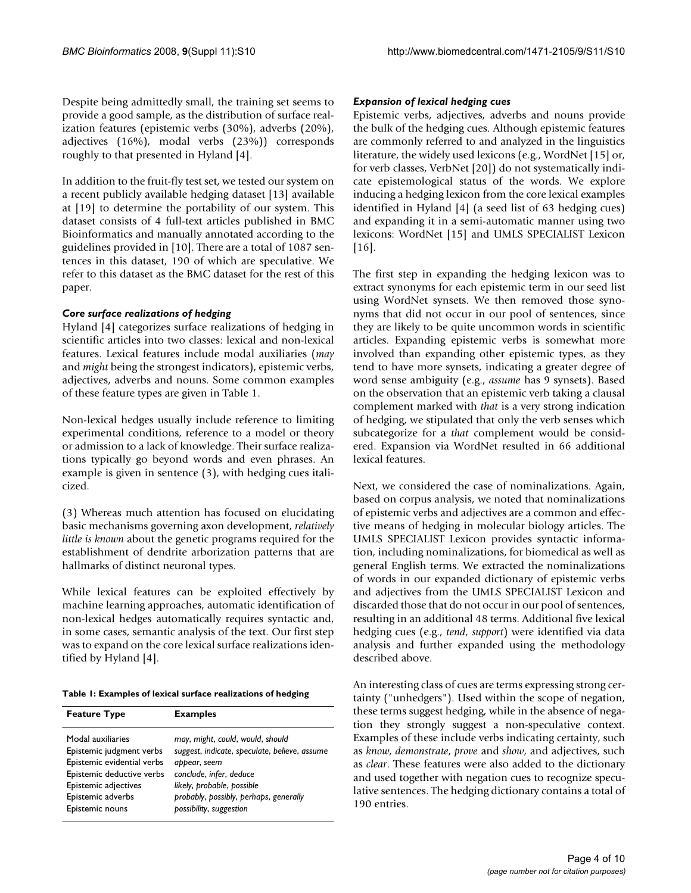Despite being admittedly small, the training set seems to provide a good sample, as the distribution of surface realization features (epistemic verbs (30%), adverbs (20%), adjectives (16%), modal verbs (23%)) corresponds roughly to that presented in Hyland [4].

In addition to the fruit-fly test set, we tested our system on a recent publicly available hedging dataset [13] available at [19] to determine the portability of our system. This dataset consists of 4 full-text articles published in BMC Bioinformatics and manually annotated according to the guidelines provided in [10]. There are a total of 1087 sentences in this dataset, 190 of which are speculative. We refer to this dataset as the BMC dataset for the rest of this paper.

### *Core surface realizations of hedging*

Hyland [4] categorizes surface realizations of hedging in scientific articles into two classes: lexical and non-lexical features. Lexical features include modal auxiliaries (*may* and *might* being the strongest indicators), epistemic verbs, adjectives, adverbs and nouns. Some common examples of these feature types are given in Table 1.

Non-lexical hedges usually include reference to limiting experimental conditions, reference to a model or theory or admission to a lack of knowledge. Their surface realizations typically go beyond words and even phrases. An example is given in sentence (3), with hedging cues italicized.

(3) Whereas much attention has focused on elucidating basic mechanisms governing axon development, *relatively little is known* about the genetic programs required for the establishment of dendrite arborization patterns that are hallmarks of distinct neuronal types.

While lexical features can be exploited effectively by machine learning approaches, automatic identification of non-lexical hedges automatically requires syntactic and, in some cases, semantic analysis of the text. Our first step was to expand on the core lexical surface realizations identified by Hyland [4].

**Table 1: Examples of lexical surface realizations of hedging**

| Feature Type | Examples |
|---|---|
| Modal auxiliaries | *may*, *might*, *could*, *would*, *should* |
| Epistemic judgment verbs | *suggest*, *indicate*, *speculate*, *believe*, *assume* |
| Epistemic evidential verbs | *appear*, *seem* |
| Epistemic deductive verbs | *conclude*, *infer*, *deduce* |
| Epistemic adjectives | *likely*, *probable*, *possible* |
| Epistemic adverbs | *probably*, *possibly*, *perhaps*, *generally* |
| Epistemic nouns | *possibility*, *suggestion* |

### *Expansion of lexical hedging cues*

Epistemic verbs, adjectives, adverbs and nouns provide the bulk of the hedging cues. Although epistemic features are commonly referred to and analyzed in the linguistics literature, the widely used lexicons (e.g., WordNet [15] or, for verb classes, VerbNet [20]) do not systematically indicate epistemological status of the words. We explore inducing a hedging lexicon from the core lexical examples identified in Hyland [4] (a seed list of 63 hedging cues) and expanding it in a semi-automatic manner using two lexicons: WordNet [15] and UMLS SPECIALIST Lexicon [16].

The first step in expanding the hedging lexicon was to extract synonyms for each epistemic term in our seed list using WordNet synsets. We then removed those synonyms that did not occur in our pool of sentences, since they are likely to be quite uncommon words in scientific articles. Expanding epistemic verbs is somewhat more involved than expanding other epistemic types, as they tend to have more synsets, indicating a greater degree of word sense ambiguity (e.g., *assume* has 9 synsets). Based on the observation that an epistemic verb taking a clausal complement marked with *that* is a very strong indication of hedging, we stipulated that only the verb senses which subcategorize for a *that* complement would be considered. Expansion via WordNet resulted in 66 additional lexical features.

Next, we considered the case of nominalizations. Again, based on corpus analysis, we noted that nominalizations of epistemic verbs and adjectives are a common and effective means of hedging in molecular biology articles. The UMLS SPECIALIST Lexicon provides syntactic information, including nominalizations, for biomedical as well as general English terms. We extracted the nominalizations of words in our expanded dictionary of epistemic verbs and adjectives from the UMLS SPECIALIST Lexicon and discarded those that do not occur in our pool of sentences, resulting in an additional 48 terms. Additional five lexical hedging cues (e.g., *tend*, *support*) were identified via data analysis and further expanded using the methodology described above.

An interesting class of cues are terms expressing strong certainty ("unhedgers"). Used within the scope of negation, these terms suggest hedging, while in the absence of negation they strongly suggest a non-speculative context. Examples of these include verbs indicating certainty, such as *know*, *demonstrate*, *prove* and *show*, and adjectives, such as *clear*. These features were also added to the dictionary and used together with negation cues to recognize speculative sentences. The hedging dictionary contains a total of 190 entries.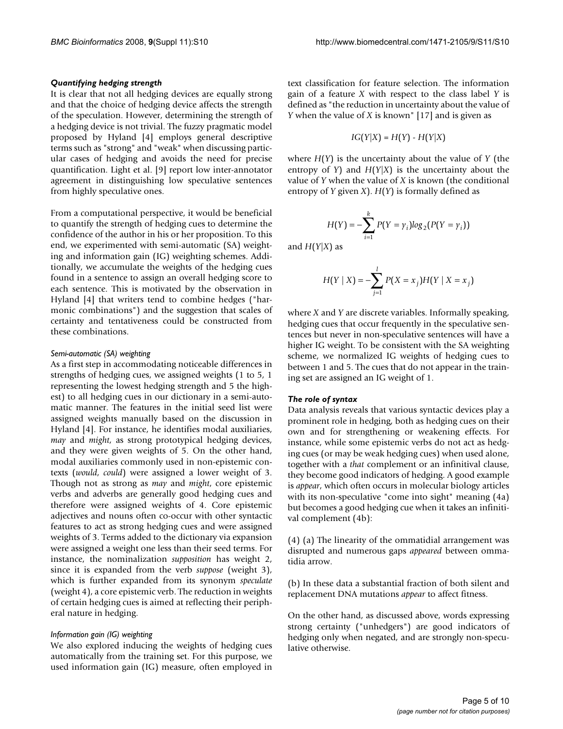### *Quantifying hedging strength*

It is clear that not all hedging devices are equally strong and that the choice of hedging device affects the strength of the speculation. However, determining the strength of a hedging device is not trivial. The fuzzy pragmatic model proposed by Hyland [4] employs general descriptive terms such as "strong" and "weak" when discussing particular cases of hedging and avoids the need for precise quantification. Light et al. [9] report low inter-annotator agreement in distinguishing low speculative sentences from highly speculative ones.

From a computational perspective, it would be beneficial to quantify the strength of hedging cues to determine the confidence of the author in his or her proposition. To this end, we experimented with semi-automatic (SA) weighting and information gain (IG) weighting schemes. Additionally, we accumulate the weights of the hedging cues found in a sentence to assign an overall hedging score to each sentence. This is motivated by the observation in Hyland [4] that writers tend to combine hedges ("harmonic combinations") and the suggestion that scales of certainty and tentativeness could be constructed from these combinations.

#### *Semi-automatic (SA) weighting*

As a first step in accommodating noticeable differences in strengths of hedging cues, we assigned weights (1 to 5, 1 representing the lowest hedging strength and 5 the highest) to all hedging cues in our dictionary in a semi-automatic manner. The features in the initial seed list were assigned weights manually based on the discussion in Hyland [4]. For instance, he identifies modal auxiliaries, *may* and *might*, as strong prototypical hedging devices, and they were given weights of 5. On the other hand, modal auxiliaries commonly used in non-epistemic contexts (*would*, *could*) were assigned a lower weight of 3. Though not as strong as *may* and *might*, core epistemic verbs and adverbs are generally good hedging cues and therefore were assigned weights of 4. Core epistemic adjectives and nouns often co-occur with other syntactic features to act as strong hedging cues and were assigned weights of 3. Terms added to the dictionary via expansion were assigned a weight one less than their seed terms. For instance, the nominalization *supposition* has weight 2, since it is expanded from the verb *suppose* (weight 3), which is further expanded from its synonym *speculate* (weight 4), a core epistemic verb. The reduction in weights of certain hedging cues is aimed at reflecting their peripheral nature in hedging.

#### *Information gain (IG) weighting*

We also explored inducing the weights of hedging cues automatically from the training set. For this purpose, we used information gain (IG) measure, often employed in text classification for feature selection. The information gain of a feature $X$ with respect to the class label $Y$ is defined as "the reduction in uncertainty about the value of $Y$ when the value of $X$ is known" [17] and is given as

$$IG(Y|X) = H(Y) - H(Y|X)$$

where $H(Y)$ is the uncertainty about the value of $Y$ (the entropy of $Y$) and $H(Y|X)$ is the uncertainty about the value of $Y$ when the value of $X$ is known (the conditional entropy of $Y$ given $X$). $H(Y)$ is formally defined as

$$H(Y) = -\sum_{i=1}^{k} P(Y = y_i) log_2(P(Y = y_i))$$

and $H(Y|X)$ as

$$H(Y \mid X) = -\sum_{j=1}^{l} P(X = x_j) H(Y \mid X = x_j)$$

where $X$ and $Y$ are discrete variables. Informally speaking, hedging cues that occur frequently in the speculative sentences but never in non-speculative sentences will have a higher IG weight. To be consistent with the SA weighting scheme, we normalized IG weights of hedging cues to between 1 and 5. The cues that do not appear in the training set are assigned an IG weight of 1.

### *The role of syntax*

Data analysis reveals that various syntactic devices play a prominent role in hedging, both as hedging cues on their own and for strengthening or weakening effects. For instance, while some epistemic verbs do not act as hedging cues (or may be weak hedging cues) when used alone, together with a *that* complement or an infinitival clause, they become good indicators of hedging. A good example is *appear*, which often occurs in molecular biology articles with its non-speculative "come into sight" meaning (4a) but becomes a good hedging cue when it takes an infinitival complement (4b):

(4) (a) The linearity of the ommatidial arrangement was disrupted and numerous gaps *appeared* between ommatidia arrow.

(b) In these data a substantial fraction of both silent and replacement DNA mutations *appear* to affect fitness.

On the other hand, as discussed above, words expressing strong certainty ("unhedgers") are good indicators of hedging only when negated, and are strongly non-speculative otherwise.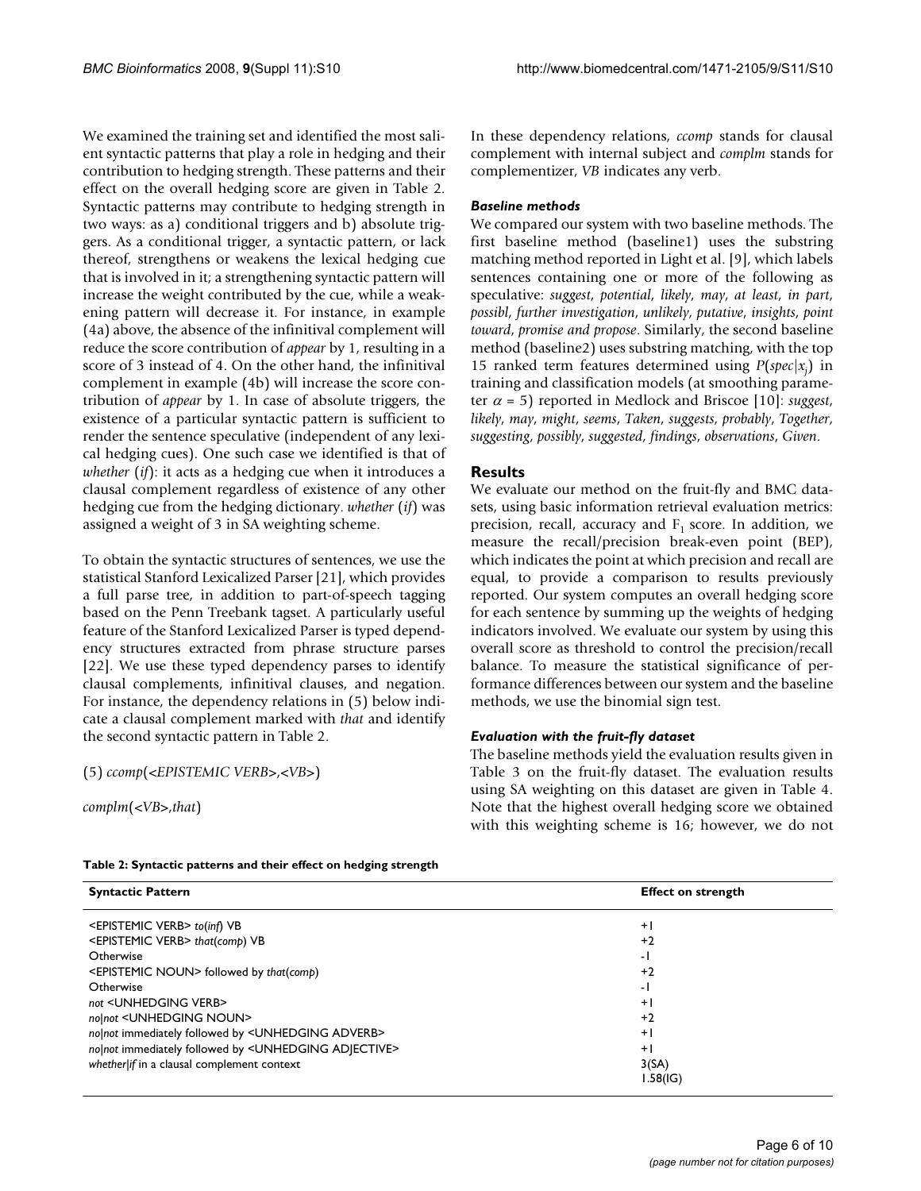We examined the training set and identified the most salient syntactic patterns that play a role in hedging and their contribution to hedging strength. These patterns and their effect on the overall hedging score are given in Table 2. Syntactic patterns may contribute to hedging strength in two ways: as a) conditional triggers and b) absolute triggers. As a conditional trigger, a syntactic pattern, or lack thereof, strengthens or weakens the lexical hedging cue that is involved in it; a strengthening syntactic pattern will increase the weight contributed by the cue, while a weakening pattern will decrease it. For instance, in example (4a) above, the absence of the infinitival complement will reduce the score contribution of *appear* by 1, resulting in a score of 3 instead of 4. On the other hand, the infinitival complement in example (4b) will increase the score contribution of *appear* by 1. In case of absolute triggers, the existence of a particular syntactic pattern is sufficient to render the sentence speculative (independent of any lexical hedging cues). One such case we identified is that of *whether* (*if*): it acts as a hedging cue when it introduces a clausal complement regardless of existence of any other hedging cue from the hedging dictionary. *whether* (*if*) was assigned a weight of 3 in SA weighting scheme.

To obtain the syntactic structures of sentences, we use the statistical Stanford Lexicalized Parser [21], which provides a full parse tree, in addition to part-of-speech tagging based on the Penn Treebank tagset. A particularly useful feature of the Stanford Lexicalized Parser is typed dependency structures extracted from phrase structure parses [22]. We use these typed dependency parses to identify clausal complements, infinitival clauses, and negation. For instance, the dependency relations in (5) below indicate a clausal complement marked with *that* and identify the second syntactic pattern in Table 2.

(5) *ccomp*(<*EPISTEMIC VERB*>,<*VB*>)

*complm*(<*VB*>,*that*)

In these dependency relations, *ccomp* stands for clausal complement with internal subject and *complm* stands for complementizer, *VB* indicates any verb.

### *Baseline methods*

We compared our system with two baseline methods. The first baseline method (baseline1) uses the substring matching method reported in Light et al. [9], which labels sentences containing one or more of the following as speculative: *suggest*, *potential*, *likely*, *may*, *at least*, *in part*, *possibl*, *further investigation*, *unlikely*, *putative*, *insights*, *point toward*, *promise and propose*. Similarly, the second baseline method (baseline2) uses substring matching, with the top 15 ranked term features determined using $P(spec|x_j)$ in training and classification models (at smoothing parameter $\alpha = 5$) reported in Medlock and Briscoe [10]: *suggest*, *likely*, *may*, *might*, *seems*, *Taken*, *suggests*, *probably*, *Together*, *suggesting*, *possibly*, *suggested*, *findings*, *observations*, *Given*.

## Results

We evaluate our method on the fruit-fly and BMC datasets, using basic information retrieval evaluation metrics: precision, recall, accuracy and $F_1$ score. In addition, we measure the recall/precision break-even point (BEP), which indicates the point at which precision and recall are equal, to provide a comparison to results previously reported. Our system computes an overall hedging score for each sentence by summing up the weights of hedging indicators involved. We evaluate our system by using this overall score as threshold to control the precision/recall balance. To measure the statistical significance of performance differences between our system and the baseline methods, we use the binomial sign test.

### *Evaluation with the fruit-fly dataset*

The baseline methods yield the evaluation results given in Table 3 on the fruit-fly dataset. The evaluation results using SA weighting on this dataset are given in Table 4. Note that the highest overall hedging score we obtained with this weighting scheme is 16; however, we do not

**Table 2: Syntactic patterns and their effect on hedging strength**

| Syntactic Pattern | Effect on strength |
|---|---|
| <EPISTEMIC VERB> *to*(*inf*) VB | +1 |
| <EPISTEMIC VERB> *that*(*comp*) VB | +2 |
| Otherwise | -1 |
| <EPISTEMIC NOUN> followed by *that*(*comp*) | +2 |
| Otherwise | -1 |
| *not* <UNHEDGING VERB> | +1 |
| *no*\|*not* <UNHEDGING NOUN> | +2 |
| *no*\|*not* immediately followed by <UNHEDGING ADVERB> | +1 |
| *no*\|*not* immediately followed by <UNHEDGING ADJECTIVE> | +1 |
| *whether*\|*if* in a clausal complement context | 3(SA)<br>1.58(IG) |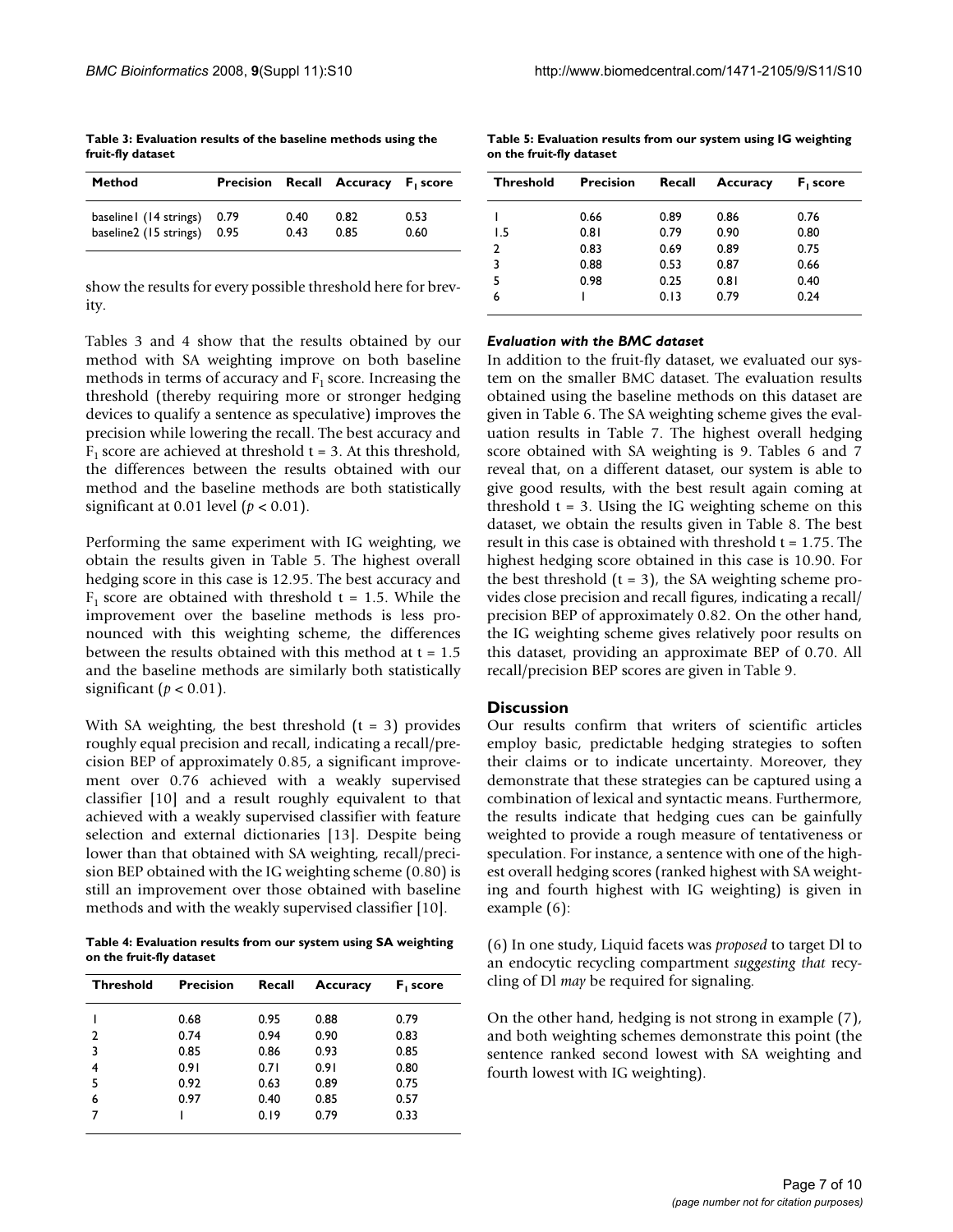Table 3: Evaluation results of the baseline methods using the fruit-fly dataset

| Method | Precision | Recall | Accuracy | $F_1$ score |
|---|---|---|---|---|
| baseline1 (14 strings) | 0.79 | 0.40 | 0.82 | 0.53 |
| baseline2 (15 strings) | 0.95 | 0.43 | 0.85 | 0.60 |

show the results for every possible threshold here for brevity.

Tables 3 and 4 show that the results obtained by our method with SA weighting improve on both baseline methods in terms of accuracy and $F_1$ score. Increasing the threshold (thereby requiring more or stronger hedging devices to qualify a sentence as speculative) improves the precision while lowering the recall. The best accuracy and $F_1$ score are achieved at threshold t = 3. At this threshold, the differences between the results obtained with our method and the baseline methods are both statistically significant at 0.01 level ($p < 0.01$).

Performing the same experiment with IG weighting, we obtain the results given in Table 5. The highest overall hedging score in this case is 12.95. The best accuracy and $F_1$ score are obtained with threshold t = 1.5. While the improvement over the baseline methods is less pronounced with this weighting scheme, the differences between the results obtained with this method at t = 1.5 and the baseline methods are similarly both statistically significant ($p < 0.01$).

With SA weighting, the best threshold (t = 3) provides roughly equal precision and recall, indicating a recall/precision BEP of approximately 0.85, a significant improvement over 0.76 achieved with a weakly supervised classifier [10] and a result roughly equivalent to that achieved with a weakly supervised classifier with feature selection and external dictionaries [13]. Despite being lower than that obtained with SA weighting, recall/precision BEP obtained with the IG weighting scheme (0.80) is still an improvement over those obtained with baseline methods and with the weakly supervised classifier [10].

Table 4: Evaluation results from our system using SA weighting on the fruit-fly dataset

| Threshold | Precision | Recall | Accuracy | $F_1$ score |
|---|---|---|---|---|
| 1 | 0.68 | 0.95 | 0.88 | 0.79 |
| 2 | 0.74 | 0.94 | 0.90 | 0.83 |
| 3 | 0.85 | 0.86 | 0.93 | 0.85 |
| 4 | 0.91 | 0.71 | 0.91 | 0.80 |
| 5 | 0.92 | 0.63 | 0.89 | 0.75 |
| 6 | 0.97 | 0.40 | 0.85 | 0.57 |
| 7 | 1 | 0.19 | 0.79 | 0.33 |

Table 5: Evaluation results from our system using IG weighting on the fruit-fly dataset

| Threshold | Precision | Recall | Accuracy | $F_1$ score |
|---|---|---|---|---|
| 1 | 0.66 | 0.89 | 0.86 | 0.76 |
| 1.5 | 0.81 | 0.79 | 0.90 | 0.80 |
| 2 | 0.83 | 0.69 | 0.89 | 0.75 |
| 3 | 0.88 | 0.53 | 0.87 | 0.66 |
| 5 | 0.98 | 0.25 | 0.81 | 0.40 |
| 6 | 1 | 0.13 | 0.79 | 0.24 |

### *Evaluation with the BMC dataset*

In addition to the fruit-fly dataset, we evaluated our system on the smaller BMC dataset. The evaluation results obtained using the baseline methods on this dataset are given in Table 6. The SA weighting scheme gives the evaluation results in Table 7. The highest overall hedging score obtained with SA weighting is 9. Tables 6 and 7 reveal that, on a different dataset, our system is able to give good results, with the best result again coming at threshold t = 3. Using the IG weighting scheme on this dataset, we obtain the results given in Table 8. The best result in this case is obtained with threshold t = 1.75. The highest hedging score obtained in this case is 10.90. For the best threshold (t = 3), the SA weighting scheme provides close precision and recall figures, indicating a recall/precision BEP of approximately 0.82. On the other hand, the IG weighting scheme gives relatively poor results on this dataset, providing an approximate BEP of 0.70. All recall/precision BEP scores are given in Table 9.

## Discussion

Our results confirm that writers of scientific articles employ basic, predictable hedging strategies to soften their claims or to indicate uncertainty. Moreover, they demonstrate that these strategies can be captured using a combination of lexical and syntactic means. Furthermore, the results indicate that hedging cues can be gainfully weighted to provide a rough measure of tentativeness or speculation. For instance, a sentence with one of the highest overall hedging scores (ranked highest with SA weighting and fourth highest with IG weighting) is given in example (6):

(6) In one study, Liquid facets was *proposed* to target Dl to an endocytic recycling compartment *suggesting that* recycling of Dl *may* be required for signaling.

On the other hand, hedging is not strong in example (7), and both weighting schemes demonstrate this point (the sentence ranked second lowest with SA weighting and fourth lowest with IG weighting).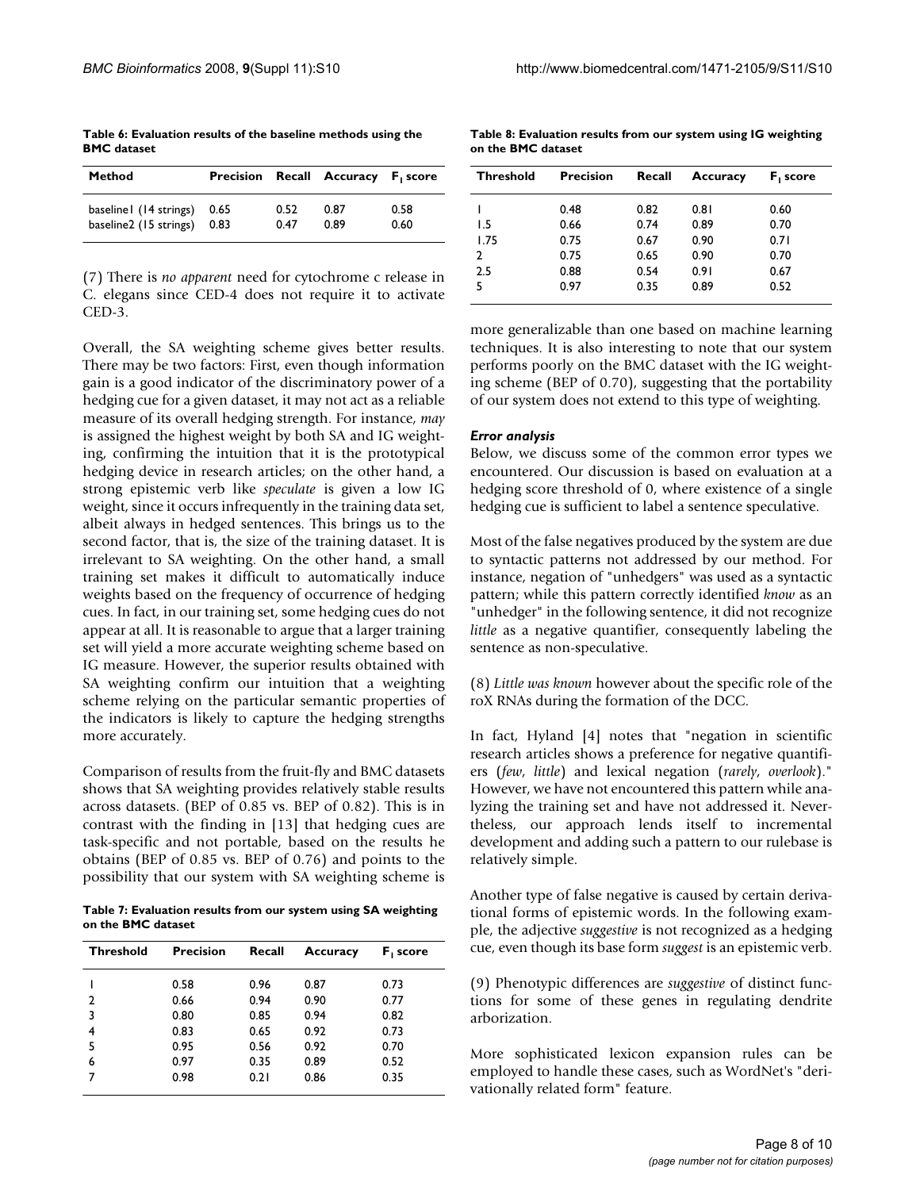**Table 6: Evaluation results of the baseline methods using the BMC dataset**

| Method | Precision | Recall | Accuracy | $F_1$ score |
|---|---|---|---|---|
| baseline1 (14 strings) | 0.65 | 0.52 | 0.87 | 0.58 |
| baseline2 (15 strings) | 0.83 | 0.47 | 0.89 | 0.60 |

(7) There is *no apparent* need for cytochrome c release in C. elegans since CED-4 does not require it to activate CED-3.

Overall, the SA weighting scheme gives better results. There may be two factors: First, even though information gain is a good indicator of the discriminatory power of a hedging cue for a given dataset, it may not act as a reliable measure of its overall hedging strength. For instance, *may* is assigned the highest weight by both SA and IG weighting, confirming the intuition that it is the prototypical hedging device in research articles; on the other hand, a strong epistemic verb like *speculate* is given a low IG weight, since it occurs infrequently in the training data set, albeit always in hedged sentences. This brings us to the second factor, that is, the size of the training dataset. It is irrelevant to SA weighting. On the other hand, a small training set makes it difficult to automatically induce weights based on the frequency of occurrence of hedging cues. In fact, in our training set, some hedging cues do not appear at all. It is reasonable to argue that a larger training set will yield a more accurate weighting scheme based on IG measure. However, the superior results obtained with SA weighting confirm our intuition that a weighting scheme relying on the particular semantic properties of the indicators is likely to capture the hedging strengths more accurately.

Comparison of results from the fruit-fly and BMC datasets shows that SA weighting provides relatively stable results across datasets. (BEP of 0.85 vs. BEP of 0.82). This is in contrast with the finding in [13] that hedging cues are task-specific and not portable, based on the results he obtains (BEP of 0.85 vs. BEP of 0.76) and points to the possibility that our system with SA weighting scheme is more generalizable than one based on machine learning techniques. It is also interesting to note that our system performs poorly on the BMC dataset with the IG weighting scheme (BEP of 0.70), suggesting that the portability of our system does not extend to this type of weighting.

**Table 7: Evaluation results from our system using SA weighting on the BMC dataset**

| Threshold | Precision | Recall | Accuracy | $F_1$ score |
|---|---|---|---|---|
| 1 | 0.58 | 0.96 | 0.87 | 0.73 |
| 2 | 0.66 | 0.94 | 0.90 | 0.77 |
| 3 | 0.80 | 0.85 | 0.94 | 0.82 |
| 4 | 0.83 | 0.65 | 0.92 | 0.73 |
| 5 | 0.95 | 0.56 | 0.92 | 0.70 |
| 6 | 0.97 | 0.35 | 0.89 | 0.52 |
| 7 | 0.98 | 0.21 | 0.86 | 0.35 |

**Table 8: Evaluation results from our system using IG weighting on the BMC dataset**

| Threshold | Precision | Recall | Accuracy | $F_1$ score |
|---|---|---|---|---|
| 1 | 0.48 | 0.82 | 0.81 | 0.60 |
| 1.5 | 0.66 | 0.74 | 0.89 | 0.70 |
| 1.75 | 0.75 | 0.67 | 0.90 | 0.71 |
| 2 | 0.75 | 0.65 | 0.90 | 0.70 |
| 2.5 | 0.88 | 0.54 | 0.91 | 0.67 |
| 5 | 0.97 | 0.35 | 0.89 | 0.52 |

### *Error analysis*

Below, we discuss some of the common error types we encountered. Our discussion is based on evaluation at a hedging score threshold of 0, where existence of a single hedging cue is sufficient to label a sentence speculative.

Most of the false negatives produced by the system are due to syntactic patterns not addressed by our method. For instance, negation of "unhedgers" was used as a syntactic pattern; while this pattern correctly identified *know* as an "unhedger" in the following sentence, it did not recognize *little* as a negative quantifier, consequently labeling the sentence as non-speculative.

(8) *Little was known* however about the specific role of the roX RNAs during the formation of the DCC.

In fact, Hyland [4] notes that "negation in scientific research articles shows a preference for negative quantifiers (*few*, *little*) and lexical negation (*rarely*, *overlook*)." However, we have not encountered this pattern while analyzing the training set and have not addressed it. Nevertheless, our approach lends itself to incremental development and adding such a pattern to our rulebase is relatively simple.

Another type of false negative is caused by certain derivational forms of epistemic words. In the following example, the adjective *suggestive* is not recognized as a hedging cue, even though its base form *suggest* is an epistemic verb.

(9) Phenotypic differences are *suggestive* of distinct functions for some of these genes in regulating dendrite arborization.

More sophisticated lexicon expansion rules can be employed to handle these cases, such as WordNet's "derivationally related form" feature.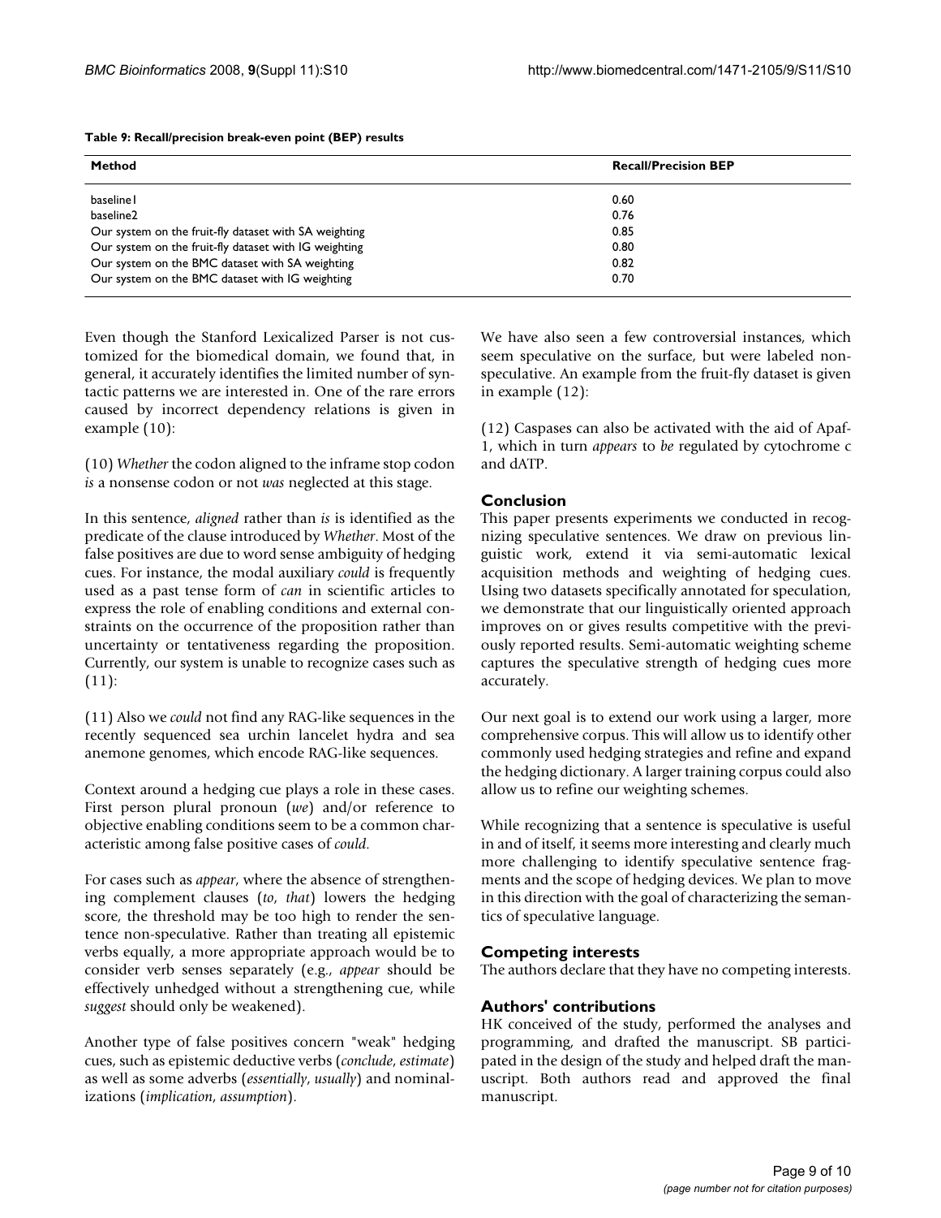**Table 9: Recall/precision break-even point (BEP) results**

| Method | Recall/Precision BEP |
| --- | --- |
| baseline1 | 0.60 |
| baseline2 | 0.76 |
| Our system on the fruit-fly dataset with SA weighting | 0.85 |
| Our system on the fruit-fly dataset with IG weighting | 0.80 |
| Our system on the BMC dataset with SA weighting | 0.82 |
| Our system on the BMC dataset with IG weighting | 0.70 |

Even though the Stanford Lexicalized Parser is not customized for the biomedical domain, we found that, in general, it accurately identifies the limited number of syntactic patterns we are interested in. One of the rare errors caused by incorrect dependency relations is given in example (10):

(10) *Whether* the codon aligned to the inframe stop codon *is* a nonsense codon or not *was* neglected at this stage.

In this sentence, *aligned* rather than *is* is identified as the predicate of the clause introduced by *Whether*. Most of the false positives are due to word sense ambiguity of hedging cues. For instance, the modal auxiliary *could* is frequently used as a past tense form of *can* in scientific articles to express the role of enabling conditions and external constraints on the occurrence of the proposition rather than uncertainty or tentativeness regarding the proposition. Currently, our system is unable to recognize cases such as (11):

(11) Also we *could* not find any RAG-like sequences in the recently sequenced sea urchin lancelet hydra and sea anemone genomes, which encode RAG-like sequences.

Context around a hedging cue plays a role in these cases. First person plural pronoun (*we*) and/or reference to objective enabling conditions seem to be a common characteristic among false positive cases of *could*.

For cases such as *appear*, where the absence of strengthening complement clauses (*to*, *that*) lowers the hedging score, the threshold may be too high to render the sentence non-speculative. Rather than treating all epistemic verbs equally, a more appropriate approach would be to consider verb senses separately (e.g., *appear* should be effectively unhedged without a strengthening cue, while *suggest* should only be weakened).

Another type of false positives concern "weak" hedging cues, such as epistemic deductive verbs (*conclude*, *estimate*) as well as some adverbs (*essentially*, *usually*) and nominalizations (*implication*, *assumption*).

We have also seen a few controversial instances, which seem speculative on the surface, but were labeled non-speculative. An example from the fruit-fly dataset is given in example (12):

(12) Caspases can also be activated with the aid of Apaf-1, which in turn *appears* to *be* regulated by cytochrome c and dATP.

## Conclusion

This paper presents experiments we conducted in recognizing speculative sentences. We draw on previous linguistic work, extend it via semi-automatic lexical acquisition methods and weighting of hedging cues. Using two datasets specifically annotated for speculation, we demonstrate that our linguistically oriented approach improves on or gives results competitive with the previously reported results. Semi-automatic weighting scheme captures the speculative strength of hedging cues more accurately.

Our next goal is to extend our work using a larger, more comprehensive corpus. This will allow us to identify other commonly used hedging strategies and refine and expand the hedging dictionary. A larger training corpus could also allow us to refine our weighting schemes.

While recognizing that a sentence is speculative is useful in and of itself, it seems more interesting and clearly much more challenging to identify speculative sentence fragments and the scope of hedging devices. We plan to move in this direction with the goal of characterizing the semantics of speculative language.

## Competing interests

The authors declare that they have no competing interests.

## Authors' contributions

HK conceived of the study, performed the analyses and programming, and drafted the manuscript. SB participated in the design of the study and helped draft the manuscript. Both authors read and approved the final manuscript.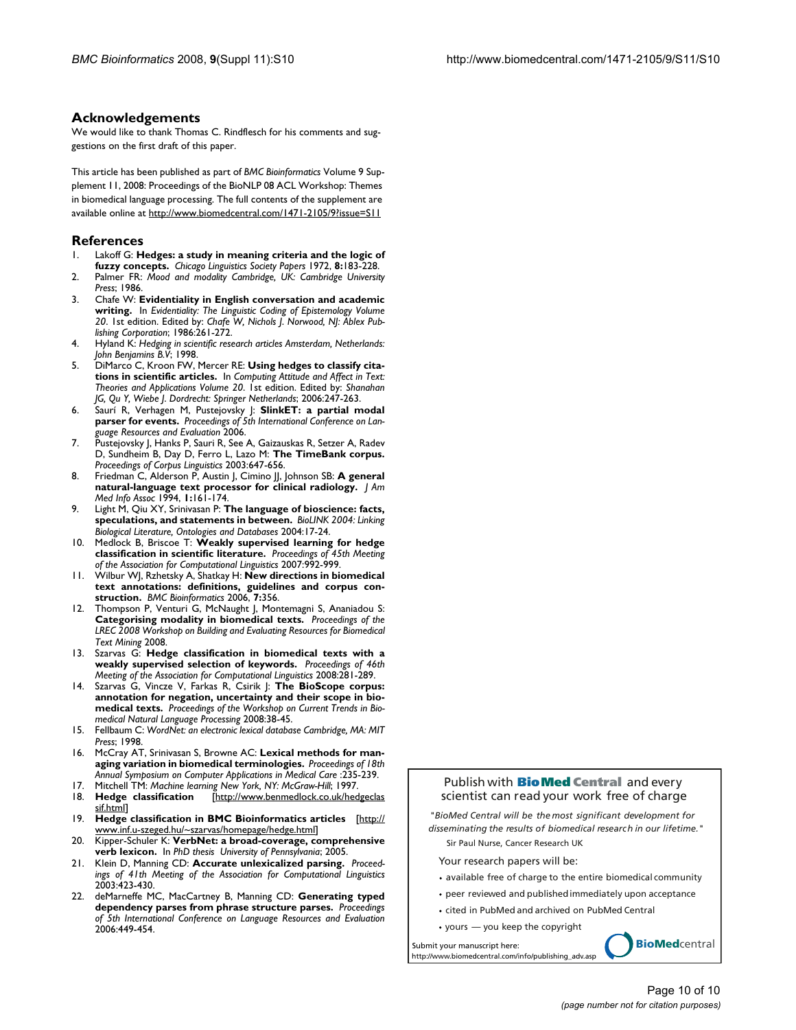## Acknowledgements

We would like to thank Thomas C. Rindflesch for his comments and suggestions on the first draft of this paper.

This article has been published as part of *BMC Bioinformatics* Volume 9 Supplement 11, 2008: Proceedings of the BioNLP 08 ACL Workshop: Themes in biomedical language processing. The full contents of the supplement are available online at http://www.biomedcentral.com/1471-2105/9?issue=S11

## References

1. Lakoff G: **Hedges: a study in meaning criteria and the logic of fuzzy concepts.** *Chicago Linguistics Society Papers* 1972, **8:**183-228.
2. Palmer FR: *Mood and modality Cambridge, UK: Cambridge University Press*; 1986.
3. Chafe W: **Evidentiality in English conversation and academic writing.** In *Evidentiality: The Linguistic Coding of Epistemology Volume 20*. 1st edition. Edited by: *Chafe W, Nichols J. Norwood, NJ: Ablex Publishing Corporation*; 1986:261-272.
4. Hyland K: *Hedging in scientific research articles Amsterdam, Netherlands: John Benjamins B.V*; 1998.
5. DiMarco C, Kroon FW, Mercer RE: **Using hedges to classify citations in scientific articles.** In *Computing Attitude and Affect in Text: Theories and Applications Volume 20*. 1st edition. Edited by: *Shanahan JG, Qu Y, Wiebe J. Dordrecht: Springer Netherlands*; 2006:247-263.
6. Saurí R, Verhagen M, Pustejovsky J: **SlinkET: a partial modal parser for events.** *Proceedings of 5th International Conference on Language Resources and Evaluation* 2006.
7. Pustejovsky J, Hanks P, Sauri R, See A, Gaizauskas R, Setzer A, Radev D, Sundheim B, Day D, Ferro L, Lazo M: **The TimeBank corpus.** *Proceedings of Corpus Linguistics* 2003:647-656.
8. Friedman C, Alderson P, Austin J, Cimino JJ, Johnson SB: **A general natural-language text processor for clinical radiology.** *J Am Med Info Assoc* 1994, **1:**161-174.
9. Light M, Qiu XY, Srinivasan P: **The language of bioscience: facts, speculations, and statements in between.** *BioLINK 2004: Linking Biological Literature, Ontologies and Databases* 2004:17-24.
10. Medlock B, Briscoe T: **Weakly supervised learning for hedge classification in scientific literature.** *Proceedings of 45th Meeting of the Association for Computational Linguistics* 2007:992-999.
11. Wilbur WJ, Rzhetsky A, Shatkay H: **New directions in biomedical text annotations: definitions, guidelines and corpus construction.** *BMC Bioinformatics* 2006, **7:**356.
12. Thompson P, Venturi G, McNaught J, Montemagni S, Ananiadou S: **Categorising modality in biomedical texts.** *Proceedings of the LREC 2008 Workshop on Building and Evaluating Resources for Biomedical Text Mining* 2008.
13. Szarvas G: **Hedge classification in biomedical texts with a weakly supervised selection of keywords.** *Proceedings of 46th Meeting of the Association for Computational Linguistics* 2008:281-289.
14. Szarvas G, Vincze V, Farkas R, Csirik J: **The BioScope corpus: annotation for negation, uncertainty and their scope in biomedical texts.** *Proceedings of the Workshop on Current Trends in Biomedical Natural Language Processing* 2008:38-45.
15. Fellbaum C: *WordNet: an electronic lexical database Cambridge, MA: MIT Press*; 1998.
16. McCray AT, Srinivasan S, Browne AC: **Lexical methods for managing variation in biomedical terminologies.** *Proceedings of 18th Annual Symposium on Computer Applications in Medical Care* :235-239.
17. Mitchell TM: *Machine learning New York, NY: McGraw-Hill*; 1997.
18. **Hedge classification** [http://www.benmedlock.co.uk/hedgeclassif.html]
19. **Hedge classification in BMC Bioinformatics articles** [http://www.inf.u-szeged.hu/~szarvas/homepage/hedge.html]
20. Kipper-Schuler K: **VerbNet: a broad-coverage, comprehensive verb lexicon.** In *PhD thesis University of Pennsylvania*; 2005.
21. Klein D, Manning CD: **Accurate unlexicalized parsing.** *Proceedings of 41th Meeting of the Association for Computational Linguistics* 2003:423-430.
22. deMarneffe MC, MacCartney B, Manning CD: **Generating typed dependency parses from phrase structure parses.** *Proceedings of 5th International Conference on Language Resources and Evaluation* 2006:449-454.

Publish with **BioMed Central** and every scientist can read your work free of charge

*"BioMed Central will be the most significant development for disseminating the results of biomedical research in our lifetime."*

Sir Paul Nurse, Cancer Research UK

Your research papers will be:

- available free of charge to the entire biomedical community
- peer reviewed and published immediately upon acceptance
- cited in PubMed and archived on PubMed Central
- yours — you keep the copyright

Submit your manuscript here:
http://www.biomedcentral.com/info/publishing_adv.asp

**BioMed**central